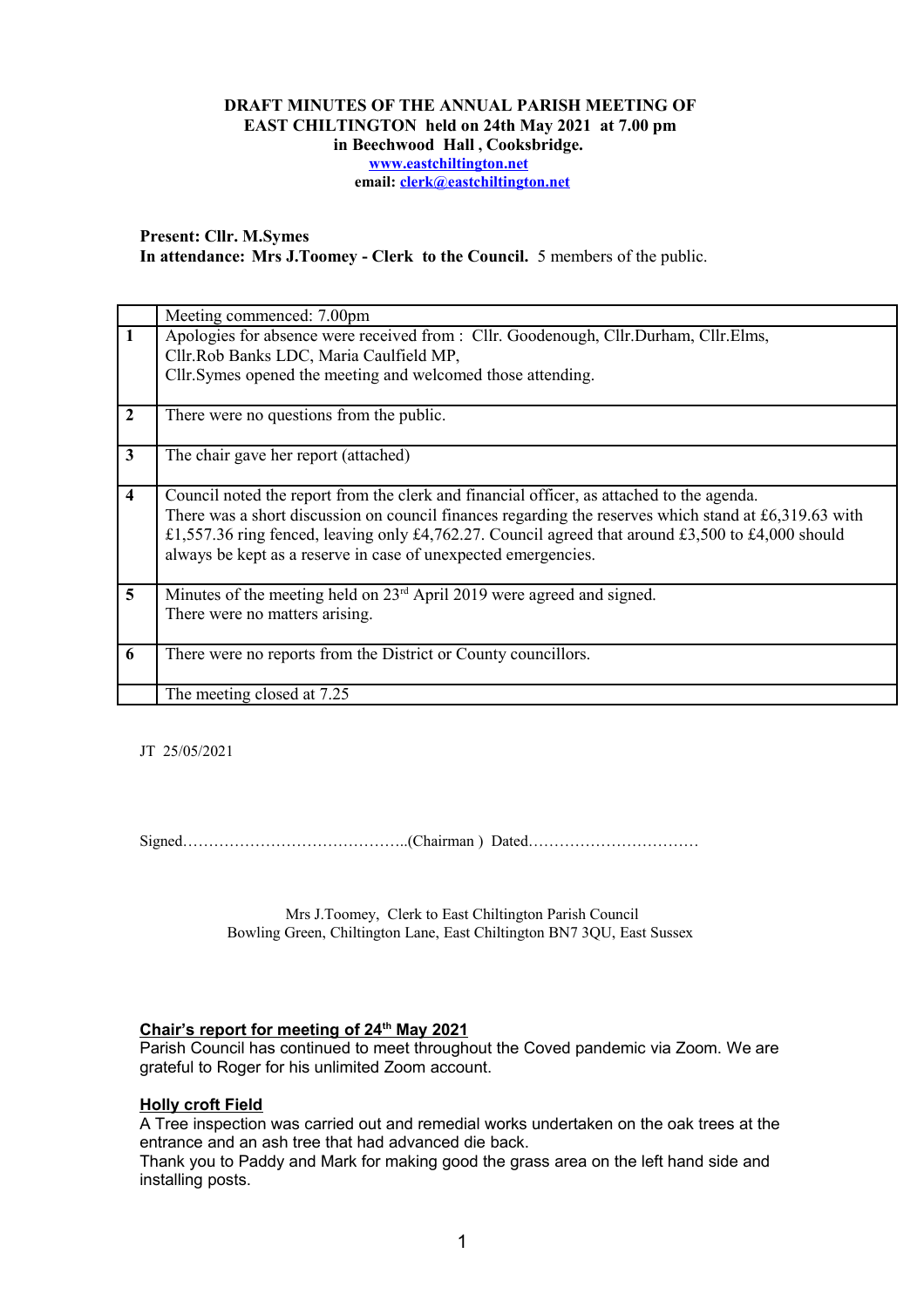**DRAFT MINUTES OF THE ANNUAL PARISH MEETING OF EAST CHILTINGTON held on 24th May 2021 at 7.00 pm in Beechwood Hall , Cooksbridge.**

**www.eastchiltington.net**

**email: clerk@eastchiltington.net**

**Present: Cllr. M.Symes**

**In attendance: Mrs J.Toomey - Clerk to the Council.** 5 members of the public.

| | |
|---|---|
| | Meeting commenced: 7.00pm |
| **1** | Apologies for absence were received from : Cllr. Goodenough, Cllr.Durham, Cllr.Elms, Cllr.Rob Banks LDC, Maria Caulfield MP,<br>Cllr.Symes opened the meeting and welcomed those attending. |
| **2** | There were no questions from the public. |
| **3** | The chair gave her report (attached) |
| **4** | Council noted the report from the clerk and financial officer, as attached to the agenda.<br>There was a short discussion on council finances regarding the reserves which stand at £6,319.63 with £1,557.36 ring fenced, leaving only £4,762.27. Council agreed that around £3,500 to £4,000 should always be kept as a reserve in case of unexpected emergencies. |
| **5** | Minutes of the meeting held on 23rd April 2019 were agreed and signed.<br>There were no matters arising. |
| **6** | There were no reports from the District or County councillors. |
| | The meeting closed at 7.25 |

JT 25/05/2021

Signed……………………………………..(Chairman ) Dated……………………………

Mrs J.Toomey, Clerk to East Chiltington Parish Council
Bowling Green, Chiltington Lane, East Chiltington BN7 3QU, East Sussex

**Chair's report for meeting of 24th May 2021**

Parish Council has continued to meet throughout the Coved pandemic via Zoom. We are grateful to Roger for his unlimited Zoom account.

**Holly croft Field**

A Tree inspection was carried out and remedial works undertaken on the oak trees at the entrance and an ash tree that had advanced die back.
Thank you to Paddy and Mark for making good the grass area on the left hand side and installing posts.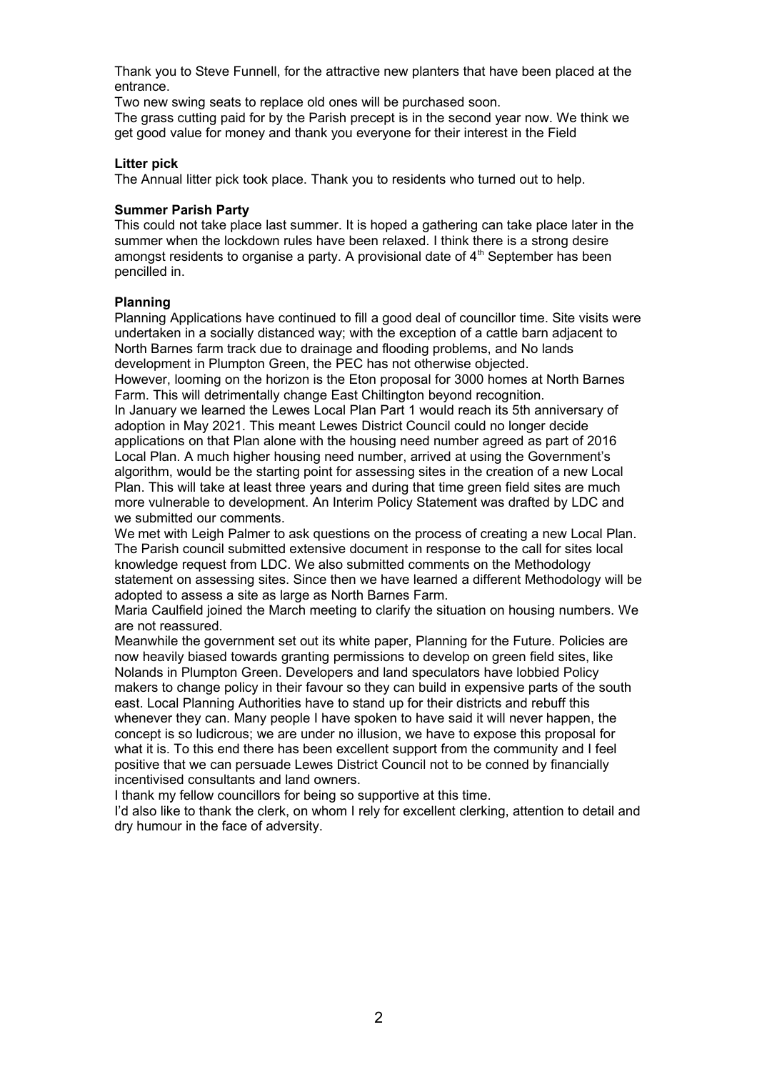Thank you to Steve Funnell, for the attractive new planters that have been placed at the entrance.

Two new swing seats to replace old ones will be purchased soon.

The grass cutting paid for by the Parish precept is in the second year now. We think we get good value for money and thank you everyone for their interest in the Field

**Litter pick**

The Annual litter pick took place. Thank you to residents who turned out to help.

**Summer Parish Party**

This could not take place last summer. It is hoped a gathering can take place later in the summer when the lockdown rules have been relaxed. I think there is a strong desire amongst residents to organise a party. A provisional date of 4th September has been pencilled in.

**Planning**

Planning Applications have continued to fill a good deal of councillor time. Site visits were undertaken in a socially distanced way; with the exception of a cattle barn adjacent to North Barnes farm track due to drainage and flooding problems, and No lands development in Plumpton Green, the PEC has not otherwise objected.

However, looming on the horizon is the Eton proposal for 3000 homes at North Barnes Farm. This will detrimentally change East Chiltington beyond recognition.

In January we learned the Lewes Local Plan Part 1 would reach its 5th anniversary of adoption in May 2021. This meant Lewes District Council could no longer decide applications on that Plan alone with the housing need number agreed as part of 2016 Local Plan. A much higher housing need number, arrived at using the Government's algorithm, would be the starting point for assessing sites in the creation of a new Local Plan. This will take at least three years and during that time green field sites are much more vulnerable to development. An Interim Policy Statement was drafted by LDC and we submitted our comments.

We met with Leigh Palmer to ask questions on the process of creating a new Local Plan. The Parish council submitted extensive document in response to the call for sites local knowledge request from LDC. We also submitted comments on the Methodology statement on assessing sites. Since then we have learned a different Methodology will be adopted to assess a site as large as North Barnes Farm.

Maria Caulfield joined the March meeting to clarify the situation on housing numbers. We are not reassured.

Meanwhile the government set out its white paper, Planning for the Future. Policies are now heavily biased towards granting permissions to develop on green field sites, like Nolands in Plumpton Green. Developers and land speculators have lobbied Policy makers to change policy in their favour so they can build in expensive parts of the south east. Local Planning Authorities have to stand up for their districts and rebuff this whenever they can. Many people I have spoken to have said it will never happen, the concept is so ludicrous; we are under no illusion, we have to expose this proposal for what it is. To this end there has been excellent support from the community and I feel positive that we can persuade Lewes District Council not to be conned by financially incentivised consultants and land owners.

I thank my fellow councillors for being so supportive at this time.

I'd also like to thank the clerk, on whom I rely for excellent clerking, attention to detail and dry humour in the face of adversity.